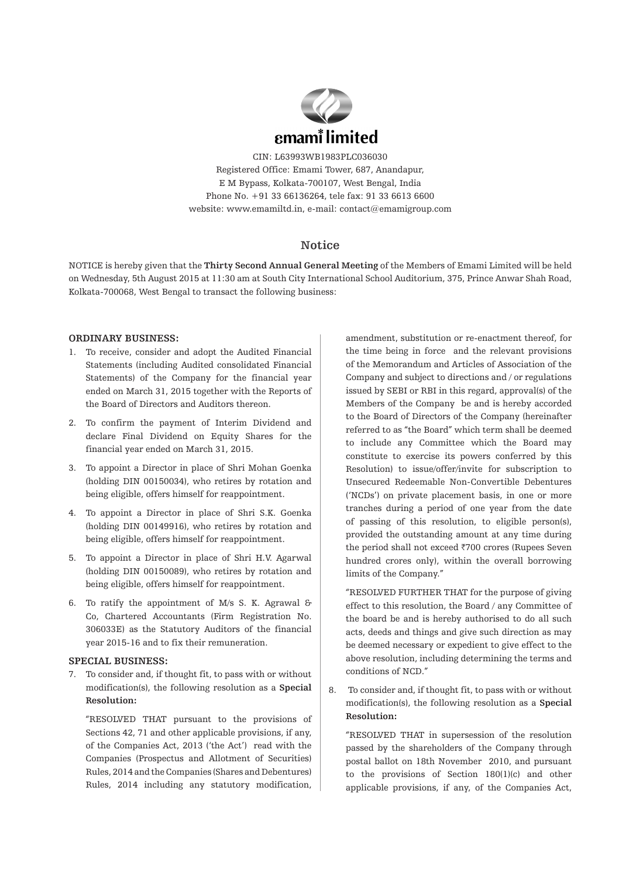# emami limited

CIN: L63993WB1983PLC036030
Registered Office: Emami Tower, 687, Anandapur,
E M Bypass, Kolkata-700107, West Bengal, India
Phone No. +91 33 66136264, tele fax: 91 33 6613 6600
website: www.emamiltd.in, e-mail: contact@emamigroup.com

## Notice

NOTICE is hereby given that the **Thirty Second Annual General Meeting** of the Members of Emami Limited will be held on Wednesday, 5th August 2015 at 11:30 am at South City International School Auditorium, 375, Prince Anwar Shah Road, Kolkata-700068, West Bengal to transact the following business:

### ORDINARY BUSINESS:

1. To receive, consider and adopt the Audited Financial Statements (including Audited consolidated Financial Statements) of the Company for the financial year ended on March 31, 2015 together with the Reports of the Board of Directors and Auditors thereon.

2. To confirm the payment of Interim Dividend and declare Final Dividend on Equity Shares for the financial year ended on March 31, 2015.

3. To appoint a Director in place of Shri Mohan Goenka (holding DIN 00150034), who retires by rotation and being eligible, offers himself for reappointment.

4. To appoint a Director in place of Shri S.K. Goenka (holding DIN 00149916), who retires by rotation and being eligible, offers himself for reappointment.

5. To appoint a Director in place of Shri H.V. Agarwal (holding DIN 00150089), who retires by rotation and being eligible, offers himself for reappointment.

6. To ratify the appointment of M/s S. K. Agrawal & Co, Chartered Accountants (Firm Registration No. 306033E) as the Statutory Auditors of the financial year 2015-16 and to fix their remuneration.

### SPECIAL BUSINESS:

7. To consider and, if thought fit, to pass with or without modification(s), the following resolution as a **Special Resolution:**

   "RESOLVED THAT pursuant to the provisions of Sections 42, 71 and other applicable provisions, if any, of the Companies Act, 2013 ('the Act') read with the Companies (Prospectus and Allotment of Securities) Rules, 2014 and the Companies (Shares and Debentures) Rules, 2014 including any statutory modification, amendment, substitution or re-enactment thereof, for the time being in force and the relevant provisions of the Memorandum and Articles of Association of the Company and subject to directions and / or regulations issued by SEBI or RBI in this regard, approval(s) of the Members of the Company be and is hereby accorded to the Board of Directors of the Company (hereinafter referred to as "the Board" which term shall be deemed to include any Committee which the Board may constitute to exercise its powers conferred by this Resolution) to issue/offer/invite for subscription to Unsecured Redeemable Non-Convertible Debentures ('NCDs') on private placement basis, in one or more tranches during a period of one year from the date of passing of this resolution, to eligible person(s), provided the outstanding amount at any time during the period shall not exceed ₹700 crores (Rupees Seven hundred crores only), within the overall borrowing limits of the Company."

   "RESOLVED FURTHER THAT for the purpose of giving effect to this resolution, the Board / any Committee of the board be and is hereby authorised to do all such acts, deeds and things and give such direction as may be deemed necessary or expedient to give effect to the above resolution, including determining the terms and conditions of NCD."

8. To consider and, if thought fit, to pass with or without modification(s), the following resolution as a **Special Resolution:**

   "RESOLVED THAT in supersession of the resolution passed by the shareholders of the Company through postal ballot on 18th November 2010, and pursuant to the provisions of Section 180(1)(c) and other applicable provisions, if any, of the Companies Act,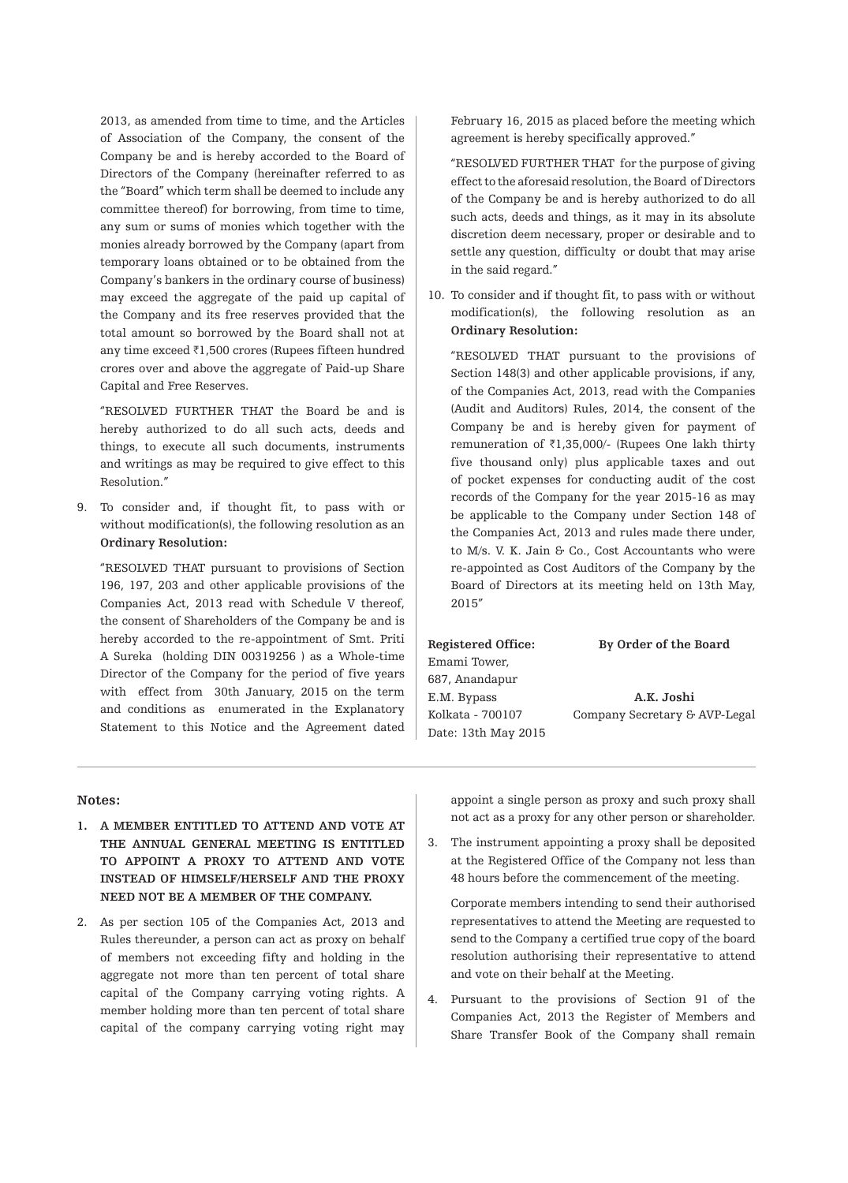2013, as amended from time to time, and the Articles of Association of the Company, the consent of the Company be and is hereby accorded to the Board of Directors of the Company (hereinafter referred to as the "Board" which term shall be deemed to include any committee thereof) for borrowing, from time to time, any sum or sums of monies which together with the monies already borrowed by the Company (apart from temporary loans obtained or to be obtained from the Company's bankers in the ordinary course of business) may exceed the aggregate of the paid up capital of the Company and its free reserves provided that the total amount so borrowed by the Board shall not at any time exceed ₹1,500 crores (Rupees fifteen hundred crores over and above the aggregate of Paid-up Share Capital and Free Reserves.

"RESOLVED FURTHER THAT the Board be and is hereby authorized to do all such acts, deeds and things, to execute all such documents, instruments and writings as may be required to give effect to this Resolution."

9. To consider and, if thought fit, to pass with or without modification(s), the following resolution as an **Ordinary Resolution:**

   "RESOLVED THAT pursuant to provisions of Section 196, 197, 203 and other applicable provisions of the Companies Act, 2013 read with Schedule V thereof, the consent of Shareholders of the Company be and is hereby accorded to the re-appointment of Smt. Priti A Sureka (holding DIN 00319256 ) as a Whole-time Director of the Company for the period of five years with effect from 30th January, 2015 on the term and conditions as enumerated in the Explanatory Statement to this Notice and the Agreement dated February 16, 2015 as placed before the meeting which agreement is hereby specifically approved."

   "RESOLVED FURTHER THAT for the purpose of giving effect to the aforesaid resolution, the Board of Directors of the Company be and is hereby authorized to do all such acts, deeds and things, as it may in its absolute discretion deem necessary, proper or desirable and to settle any question, difficulty or doubt that may arise in the said regard."

10. To consider and if thought fit, to pass with or without modification(s), the following resolution as an **Ordinary Resolution:**

    "RESOLVED THAT pursuant to the provisions of Section 148(3) and other applicable provisions, if any, of the Companies Act, 2013, read with the Companies (Audit and Auditors) Rules, 2014, the consent of the Company be and is hereby given for payment of remuneration of ₹1,35,000/- (Rupees One lakh thirty five thousand only) plus applicable taxes and out of pocket expenses for conducting audit of the cost records of the Company for the year 2015-16 as may be applicable to the Company under Section 148 of the Companies Act, 2013 and rules made there under, to M/s. V. K. Jain & Co., Cost Accountants who were re-appointed as Cost Auditors of the Company by the Board of Directors at its meeting held on 13th May, 2015"

**Registered Office:**
Emami Tower,
687, Anandapur
E.M. Bypass
Kolkata - 700107
Date: 13th May 2015

**By Order of the Board**

**A.K. Joshi**
Company Secretary & AVP-Legal

**Notes:**

1. **A MEMBER ENTITLED TO ATTEND AND VOTE AT THE ANNUAL GENERAL MEETING IS ENTITLED TO APPOINT A PROXY TO ATTEND AND VOTE INSTEAD OF HIMSELF/HERSELF AND THE PROXY NEED NOT BE A MEMBER OF THE COMPANY.**

2. As per section 105 of the Companies Act, 2013 and Rules thereunder, a person can act as proxy on behalf of members not exceeding fifty and holding in the aggregate not more than ten percent of total share capital of the Company carrying voting rights. A member holding more than ten percent of total share capital of the company carrying voting right may appoint a single person as proxy and such proxy shall not act as a proxy for any other person or shareholder.

3. The instrument appointing a proxy shall be deposited at the Registered Office of the Company not less than 48 hours before the commencement of the meeting.

   Corporate members intending to send their authorised representatives to attend the Meeting are requested to send to the Company a certified true copy of the board resolution authorising their representative to attend and vote on their behalf at the Meeting.

4. Pursuant to the provisions of Section 91 of the Companies Act, 2013 the Register of Members and Share Transfer Book of the Company shall remain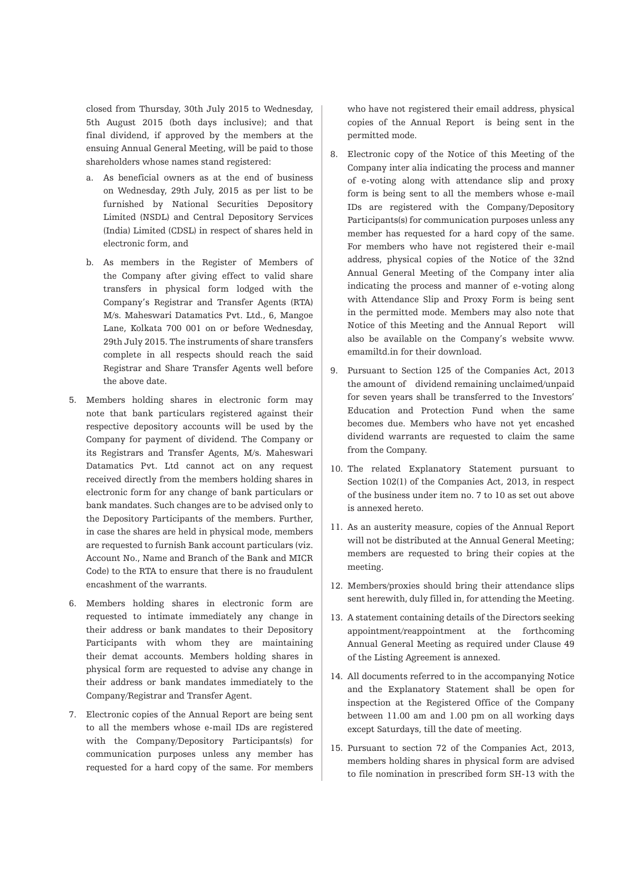closed from Thursday, 30th July 2015 to Wednesday, 5th August 2015 (both days inclusive); and that final dividend, if approved by the members at the ensuing Annual General Meeting, will be paid to those shareholders whose names stand registered:

a. As beneficial owners as at the end of business on Wednesday, 29th July, 2015 as per list to be furnished by National Securities Depository Limited (NSDL) and Central Depository Services (India) Limited (CDSL) in respect of shares held in electronic form, and

b. As members in the Register of Members of the Company after giving effect to valid share transfers in physical form lodged with the Company's Registrar and Transfer Agents (RTA) M/s. Maheswari Datamatics Pvt. Ltd., 6, Mangoe Lane, Kolkata 700 001 on or before Wednesday, 29th July 2015. The instruments of share transfers complete in all respects should reach the said Registrar and Share Transfer Agents well before the above date.

5. Members holding shares in electronic form may note that bank particulars registered against their respective depository accounts will be used by the Company for payment of dividend. The Company or its Registrars and Transfer Agents, M/s. Maheswari Datamatics Pvt. Ltd cannot act on any request received directly from the members holding shares in electronic form for any change of bank particulars or bank mandates. Such changes are to be advised only to the Depository Participants of the members. Further, in case the shares are held in physical mode, members are requested to furnish Bank account particulars (viz. Account No., Name and Branch of the Bank and MICR Code) to the RTA to ensure that there is no fraudulent encashment of the warrants.

6. Members holding shares in electronic form are requested to intimate immediately any change in their address or bank mandates to their Depository Participants with whom they are maintaining their demat accounts. Members holding shares in physical form are requested to advise any change in their address or bank mandates immediately to the Company/Registrar and Transfer Agent.

7. Electronic copies of the Annual Report are being sent to all the members whose e-mail IDs are registered with the Company/Depository Participants(s) for communication purposes unless any member has requested for a hard copy of the same. For members who have not registered their email address, physical copies of the Annual Report is being sent in the permitted mode.

8. Electronic copy of the Notice of this Meeting of the Company inter alia indicating the process and manner of e-voting along with attendance slip and proxy form is being sent to all the members whose e-mail IDs are registered with the Company/Depository Participants(s) for communication purposes unless any member has requested for a hard copy of the same. For members who have not registered their e-mail address, physical copies of the Notice of the 32nd Annual General Meeting of the Company inter alia indicating the process and manner of e-voting along with Attendance Slip and Proxy Form is being sent in the permitted mode. Members may also note that Notice of this Meeting and the Annual Report will also be available on the Company's website www.emamiltd.in for their download.

9. Pursuant to Section 125 of the Companies Act, 2013 the amount of dividend remaining unclaimed/unpaid for seven years shall be transferred to the Investors' Education and Protection Fund when the same becomes due. Members who have not yet encashed dividend warrants are requested to claim the same from the Company.

10. The related Explanatory Statement pursuant to Section 102(1) of the Companies Act, 2013, in respect of the business under item no. 7 to 10 as set out above is annexed hereto.

11. As an austerity measure, copies of the Annual Report will not be distributed at the Annual General Meeting; members are requested to bring their copies at the meeting.

12. Members/proxies should bring their attendance slips sent herewith, duly filled in, for attending the Meeting.

13. A statement containing details of the Directors seeking appointment/reappointment at the forthcoming Annual General Meeting as required under Clause 49 of the Listing Agreement is annexed.

14. All documents referred to in the accompanying Notice and the Explanatory Statement shall be open for inspection at the Registered Office of the Company between 11.00 am and 1.00 pm on all working days except Saturdays, till the date of meeting.

15. Pursuant to section 72 of the Companies Act, 2013, members holding shares in physical form are advised to file nomination in prescribed form SH-13 with the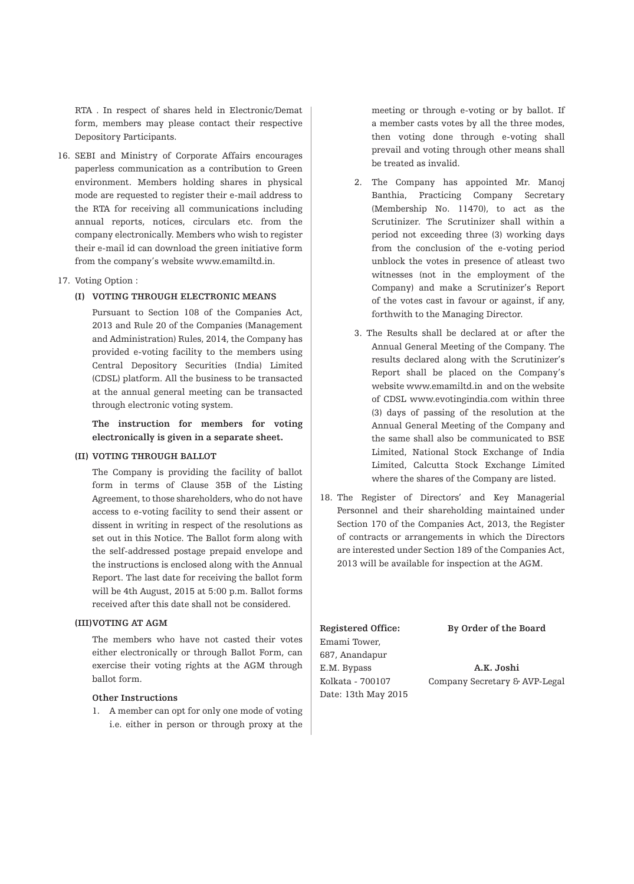RTA . In respect of shares held in Electronic/Demat form, members may please contact their respective Depository Participants.

16. SEBI and Ministry of Corporate Affairs encourages paperless communication as a contribution to Green environment. Members holding shares in physical mode are requested to register their e-mail address to the RTA for receiving all communications including annual reports, notices, circulars etc. from the company electronically. Members who wish to register their e-mail id can download the green initiative form from the company's website www.emamiltd.in.

17. Voting Option :

**(I) VOTING THROUGH ELECTRONIC MEANS**

Pursuant to Section 108 of the Companies Act, 2013 and Rule 20 of the Companies (Management and Administration) Rules, 2014, the Company has provided e-voting facility to the members using Central Depository Securities (India) Limited (CDSL) platform. All the business to be transacted at the annual general meeting can be transacted through electronic voting system.

**The instruction for members for voting electronically is given in a separate sheet.**

**(II) VOTING THROUGH BALLOT**

The Company is providing the facility of ballot form in terms of Clause 35B of the Listing Agreement, to those shareholders, who do not have access to e-voting facility to send their assent or dissent in writing in respect of the resolutions as set out in this Notice. The Ballot form along with the self-addressed postage prepaid envelope and the instructions is enclosed along with the Annual Report. The last date for receiving the ballot form will be 4th August, 2015 at 5:00 p.m. Ballot forms received after this date shall not be considered.

**(III) VOTING AT AGM**

The members who have not casted their votes either electronically or through Ballot Form, can exercise their voting rights at the AGM through ballot form.

**Other Instructions**

1. A member can opt for only one mode of voting i.e. either in person or through proxy at the meeting or through e-voting or by ballot. If a member casts votes by all the three modes, then voting done through e-voting shall prevail and voting through other means shall be treated as invalid.

2. The Company has appointed Mr. Manoj Banthia, Practicing Company Secretary (Membership No. 11470), to act as the Scrutinizer. The Scrutinizer shall within a period not exceeding three (3) working days from the conclusion of the e-voting period unblock the votes in presence of atleast two witnesses (not in the employment of the Company) and make a Scrutinizer's Report of the votes cast in favour or against, if any, forthwith to the Managing Director.

3. The Results shall be declared at or after the Annual General Meeting of the Company. The results declared along with the Scrutinizer's Report shall be placed on the Company's website www.emamiltd.in and on the website of CDSL www.evotingindia.com within three (3) days of passing of the resolution at the Annual General Meeting of the Company and the same shall also be communicated to BSE Limited, National Stock Exchange of India Limited, Calcutta Stock Exchange Limited where the shares of the Company are listed.

18. The Register of Directors' and Key Managerial Personnel and their shareholding maintained under Section 170 of the Companies Act, 2013, the Register of contracts or arrangements in which the Directors are interested under Section 189 of the Companies Act, 2013 will be available for inspection at the AGM.

**Registered Office:**
Emami Tower,
687, Anandapur
E.M. Bypass
Kolkata - 700107
Date: 13th May 2015

**By Order of the Board**

**A.K. Joshi**
Company Secretary & AVP-Legal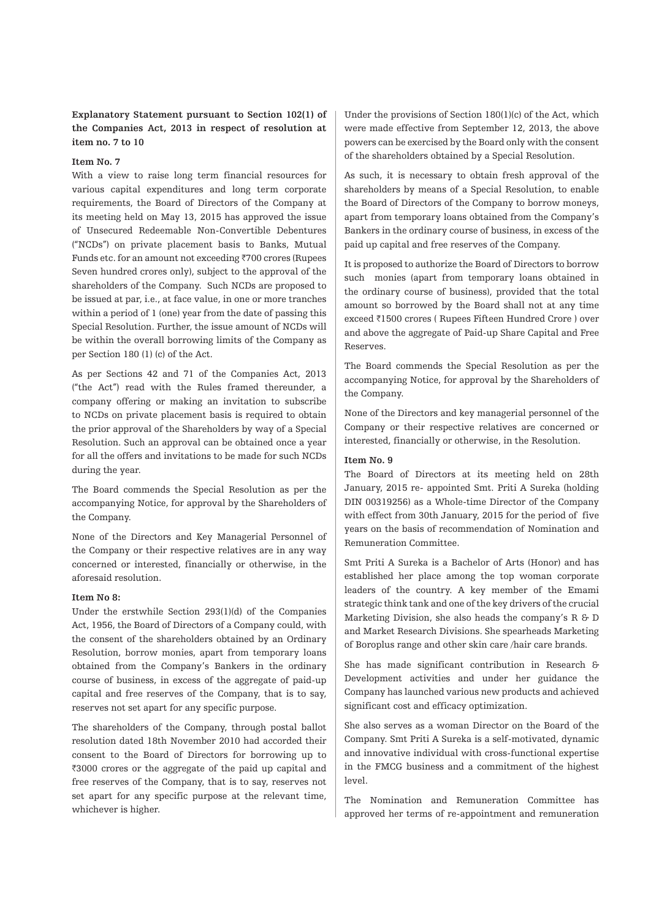**Explanatory Statement pursuant to Section 102(1) of the Companies Act, 2013 in respect of resolution at item no. 7 to 10**

**Item No. 7**

With a view to raise long term financial resources for various capital expenditures and long term corporate requirements, the Board of Directors of the Company at its meeting held on May 13, 2015 has approved the issue of Unsecured Redeemable Non-Convertible Debentures ("NCDs") on private placement basis to Banks, Mutual Funds etc. for an amount not exceeding ₹700 crores (Rupees Seven hundred crores only), subject to the approval of the shareholders of the Company. Such NCDs are proposed to be issued at par, i.e., at face value, in one or more tranches within a period of 1 (one) year from the date of passing this Special Resolution. Further, the issue amount of NCDs will be within the overall borrowing limits of the Company as per Section 180 (1) (c) of the Act.

As per Sections 42 and 71 of the Companies Act, 2013 ("the Act") read with the Rules framed thereunder, a company offering or making an invitation to subscribe to NCDs on private placement basis is required to obtain the prior approval of the Shareholders by way of a Special Resolution. Such an approval can be obtained once a year for all the offers and invitations to be made for such NCDs during the year.

The Board commends the Special Resolution as per the accompanying Notice, for approval by the Shareholders of the Company.

None of the Directors and Key Managerial Personnel of the Company or their respective relatives are in any way concerned or interested, financially or otherwise, in the aforesaid resolution.

**Item No 8:**

Under the erstwhile Section 293(1)(d) of the Companies Act, 1956, the Board of Directors of a Company could, with the consent of the shareholders obtained by an Ordinary Resolution, borrow monies, apart from temporary loans obtained from the Company's Bankers in the ordinary course of business, in excess of the aggregate of paid-up capital and free reserves of the Company, that is to say, reserves not set apart for any specific purpose.

The shareholders of the Company, through postal ballot resolution dated 18th November 2010 had accorded their consent to the Board of Directors for borrowing up to ₹3000 crores or the aggregate of the paid up capital and free reserves of the Company, that is to say, reserves not set apart for any specific purpose at the relevant time, whichever is higher.

Under the provisions of Section 180(1)(c) of the Act, which were made effective from September 12, 2013, the above powers can be exercised by the Board only with the consent of the shareholders obtained by a Special Resolution.

As such, it is necessary to obtain fresh approval of the shareholders by means of a Special Resolution, to enable the Board of Directors of the Company to borrow moneys, apart from temporary loans obtained from the Company's Bankers in the ordinary course of business, in excess of the paid up capital and free reserves of the Company.

It is proposed to authorize the Board of Directors to borrow such monies (apart from temporary loans obtained in the ordinary course of business), provided that the total amount so borrowed by the Board shall not at any time exceed ₹1500 crores ( Rupees Fifteen Hundred Crore ) over and above the aggregate of Paid-up Share Capital and Free Reserves.

The Board commends the Special Resolution as per the accompanying Notice, for approval by the Shareholders of the Company.

None of the Directors and key managerial personnel of the Company or their respective relatives are concerned or interested, financially or otherwise, in the Resolution.

**Item No. 9**

The Board of Directors at its meeting held on 28th January, 2015 re- appointed Smt. Priti A Sureka (holding DIN 00319256) as a Whole-time Director of the Company with effect from 30th January, 2015 for the period of five years on the basis of recommendation of Nomination and Remuneration Committee.

Smt Priti A Sureka is a Bachelor of Arts (Honor) and has established her place among the top woman corporate leaders of the country. A key member of the Emami strategic think tank and one of the key drivers of the crucial Marketing Division, she also heads the company's R & D and Market Research Divisions. She spearheads Marketing of Boroplus range and other skin care /hair care brands.

She has made significant contribution in Research & Development activities and under her guidance the Company has launched various new products and achieved significant cost and efficacy optimization.

She also serves as a woman Director on the Board of the Company. Smt Priti A Sureka is a self-motivated, dynamic and innovative individual with cross-functional expertise in the FMCG business and a commitment of the highest level.

The Nomination and Remuneration Committee has approved her terms of re-appointment and remuneration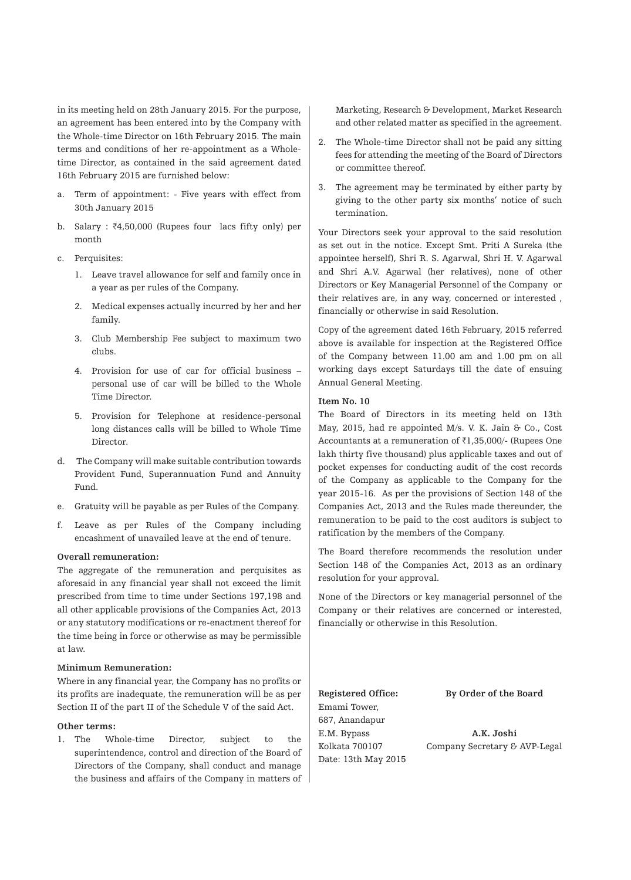in its meeting held on 28th January 2015. For the purpose, an agreement has been entered into by the Company with the Whole-time Director on 16th February 2015. The main terms and conditions of her re-appointment as a Whole-time Director, as contained in the said agreement dated 16th February 2015 are furnished below:

a. Term of appointment: - Five years with effect from 30th January 2015

b. Salary : ₹4,50,000 (Rupees four lacs fifty only) per month

c. Perquisites:

   1. Leave travel allowance for self and family once in a year as per rules of the Company.

   2. Medical expenses actually incurred by her and her family.

   3. Club Membership Fee subject to maximum two clubs.

   4. Provision for use of car for official business – personal use of car will be billed to the Whole Time Director.

   5. Provision for Telephone at residence-personal long distances calls will be billed to Whole Time Director.

d. The Company will make suitable contribution towards Provident Fund, Superannuation Fund and Annuity Fund.

e. Gratuity will be payable as per Rules of the Company.

f. Leave as per Rules of the Company including encashment of unavailed leave at the end of tenure.

**Overall remuneration:**

The aggregate of the remuneration and perquisites as aforesaid in any financial year shall not exceed the limit prescribed from time to time under Sections 197,198 and all other applicable provisions of the Companies Act, 2013 or any statutory modifications or re-enactment thereof for the time being in force or otherwise as may be permissible at law.

**Minimum Remuneration:**

Where in any financial year, the Company has no profits or its profits are inadequate, the remuneration will be as per Section II of the part II of the Schedule V of the said Act.

**Other terms:**

1. The Whole-time Director, subject to the superintendence, control and direction of the Board of Directors of the Company, shall conduct and manage the business and affairs of the Company in matters of Marketing, Research & Development, Market Research and other related matter as specified in the agreement.

2. The Whole-time Director shall not be paid any sitting fees for attending the meeting of the Board of Directors or committee thereof.

3. The agreement may be terminated by either party by giving to the other party six months' notice of such termination.

Your Directors seek your approval to the said resolution as set out in the notice. Except Smt. Priti A Sureka (the appointee herself), Shri R. S. Agarwal, Shri H. V. Agarwal and Shri A.V. Agarwal (her relatives), none of other Directors or Key Managerial Personnel of the Company or their relatives are, in any way, concerned or interested , financially or otherwise in said Resolution.

Copy of the agreement dated 16th February, 2015 referred above is available for inspection at the Registered Office of the Company between 11.00 am and 1.00 pm on all working days except Saturdays till the date of ensuing Annual General Meeting.

**Item No. 10**

The Board of Directors in its meeting held on 13th May, 2015, had re appointed M/s. V. K. Jain & Co., Cost Accountants at a remuneration of ₹1,35,000/- (Rupees One lakh thirty five thousand) plus applicable taxes and out of pocket expenses for conducting audit of the cost records of the Company as applicable to the Company for the year 2015-16. As per the provisions of Section 148 of the Companies Act, 2013 and the Rules made thereunder, the remuneration to be paid to the cost auditors is subject to ratification by the members of the Company.

The Board therefore recommends the resolution under Section 148 of the Companies Act, 2013 as an ordinary resolution for your approval.

None of the Directors or key managerial personnel of the Company or their relatives are concerned or interested, financially or otherwise in this Resolution.

**Registered Office:**
Emami Tower,
687, Anandapur
E.M. Bypass
Kolkata 700107
Date: 13th May 2015

**By Order of the Board**

**A.K. Joshi**
Company Secretary & AVP-Legal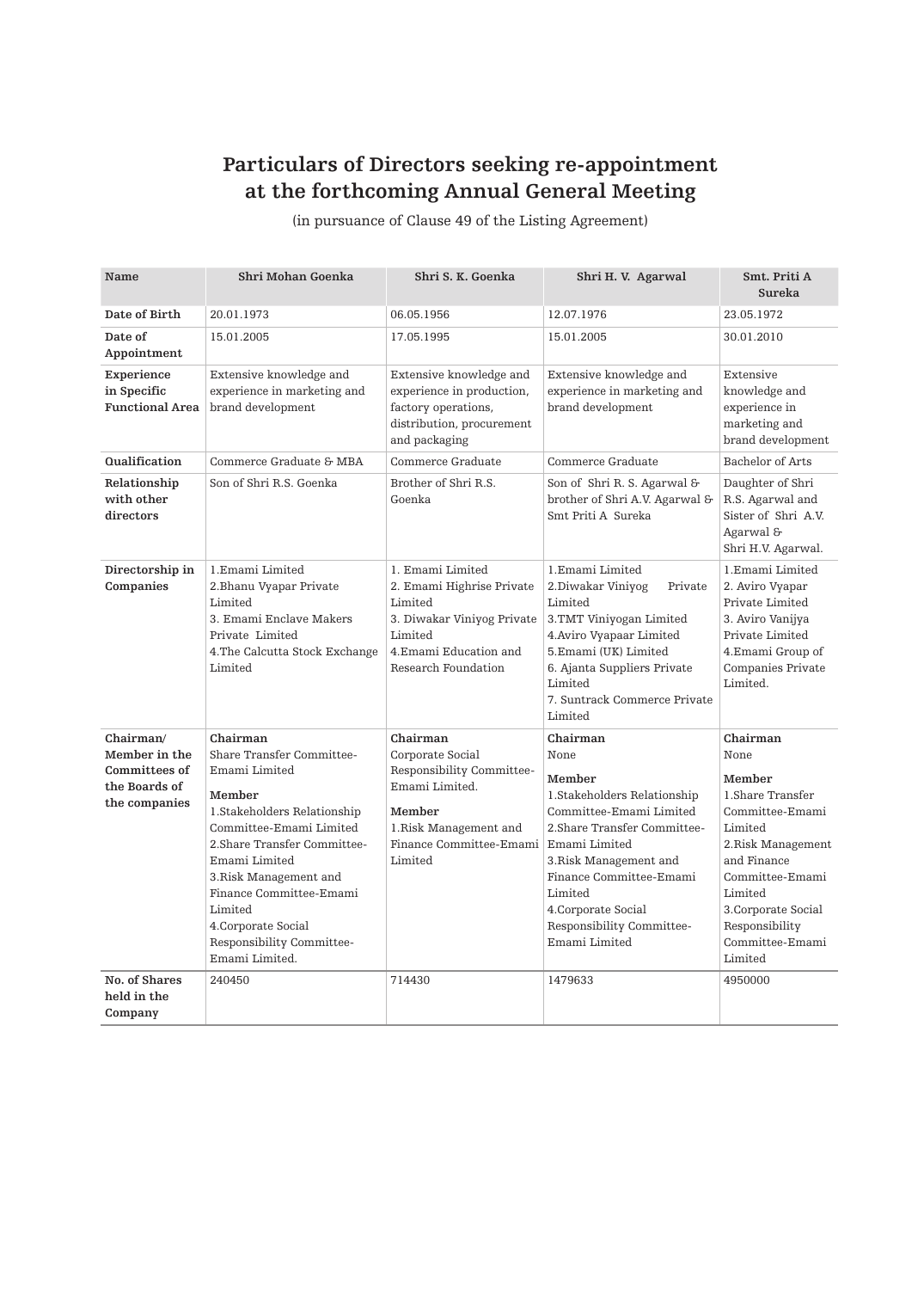## Particulars of Directors seeking re-appointment at the forthcoming Annual General Meeting

(in pursuance of Clause 49 of the Listing Agreement)

| Name | Shri Mohan Goenka | Shri S. K. Goenka | Shri H. V. Agarwal | Smt. Priti A Sureka |
|---|---|---|---|---|
| Date of Birth | 20.01.1973 | 06.05.1956 | 12.07.1976 | 23.05.1972 |
| Date of Appointment | 15.01.2005 | 17.05.1995 | 15.01.2005 | 30.01.2010 |
| Experience in Specific Functional Area | Extensive knowledge and experience in marketing and brand development | Extensive knowledge and experience in production, factory operations, distribution, procurement and packaging | Extensive knowledge and experience in marketing and brand development | Extensive knowledge and experience in marketing and brand development |
| Qualification | Commerce Graduate & MBA | Commerce Graduate | Commerce Graduate | Bachelor of Arts |
| Relationship with other directors | Son of Shri R.S. Goenka | Brother of Shri R.S. Goenka | Son of Shri R. S. Agarwal & brother of Shri A.V. Agarwal & Smt Priti A Sureka | Daughter of Shri R.S. Agarwal and Sister of Shri A.V. Agarwal & Shri H.V. Agarwal. |
| Directorship in Companies | 1.Emami Limited<br>2.Bhanu Vyapar Private Limited<br>3. Emami Enclave Makers Private Limited<br>4.The Calcutta Stock Exchange Limited | 1. Emami Limited<br>2. Emami Highrise Private Limited<br>3. Diwakar Viniyog Private Limited<br>4.Emami Education and Research Foundation | 1.Emami Limited<br>2.Diwakar Viniyog Private Limited<br>3.TMT Viniyogan Limited<br>4.Aviro Vyapaar Limited<br>5.Emami (UK) Limited<br>6. Ajanta Suppliers Private Limited<br>7. Suntrack Commerce Private Limited | 1.Emami Limited<br>2. Aviro Vyapar Private Limited<br>3. Aviro Vanijya Private Limited<br>4.Emami Group of Companies Private Limited. |
| Chairman/ Member in the Committees of the Boards of the companies | **Chairman**<br>Share Transfer Committee-Emami Limited<br>**Member**<br>1.Stakeholders Relationship Committee-Emami Limited<br>2.Share Transfer Committee-Emami Limited<br>3.Risk Management and Finance Committee-Emami Limited<br>4.Corporate Social Responsibility Committee-Emami Limited. | **Chairman**<br>Corporate Social Responsibility Committee-Emami Limited.<br>**Member**<br>1.Risk Management and Finance Committee-Emami Limited | **Chairman**<br>None<br>**Member**<br>1.Stakeholders Relationship Committee-Emami Limited<br>2.Share Transfer Committee-Emami Limited<br>3.Risk Management and Finance Committee-Emami Limited<br>4.Corporate Social Responsibility Committee-Emami Limited | **Chairman**<br>None<br>**Member**<br>1.Share Transfer Committee-Emami Limited<br>2.Risk Management and Finance Committee-Emami Limited<br>3.Corporate Social Responsibility Committee-Emami Limited |
| No. of Shares held in the Company | 240450 | 714430 | 1479633 | 4950000 |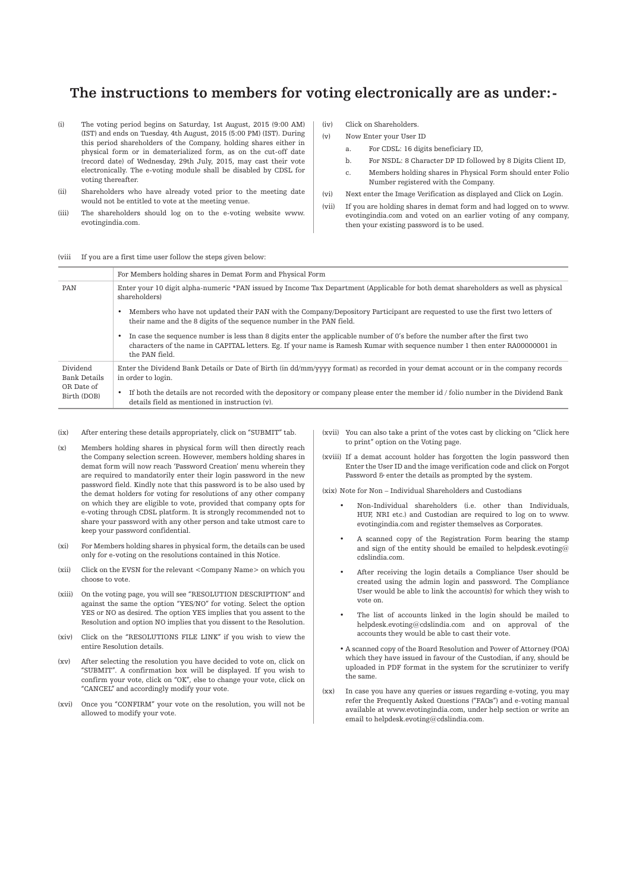# The instructions to members for voting electronically are as under:-

(i) The voting period begins on Saturday, 1st August, 2015 (9:00 AM) (IST) and ends on Tuesday, 4th August, 2015 (5:00 PM) (IST). During this period shareholders of the Company, holding shares either in physical form or in dematerialized form, as on the cut-off date (record date) of Wednesday, 29th July, 2015, may cast their vote electronically. The e-voting module shall be disabled by CDSL for voting thereafter.

(ii) Shareholders who have already voted prior to the meeting date would not be entitled to vote at the meeting venue.

(iii) The shareholders should log on to the e-voting website www.evotingindia.com.

(iv) Click on Shareholders.

(v) Now Enter your User ID

a. For CDSL: 16 digits beneficiary ID,

b. For NSDL: 8 Character DP ID followed by 8 Digits Client ID,

c. Members holding shares in Physical Form should enter Folio Number registered with the Company.

(vi) Next enter the Image Verification as displayed and Click on Login.

(vii) If you are holding shares in demat form and had logged on to www.evotingindia.com and voted on an earlier voting of any company, then your existing password is to be used.

(viii If you are a first time user follow the steps given below:

| | For Members holding shares in Demat Form and Physical Form |
|---|---|
| PAN | Enter your 10 digit alpha-numeric *PAN issued by Income Tax Department (Applicable for both demat shareholders as well as physical shareholders)<br>• Members who have not updated their PAN with the Company/Depository Participant are requested to use the first two letters of their name and the 8 digits of the sequence number in the PAN field.<br>• In case the sequence number is less than 8 digits enter the applicable number of 0's before the number after the first two characters of the name in CAPITAL letters. Eg. If your name is Ramesh Kumar with sequence number 1 then enter RA00000001 in the PAN field. |
| Dividend Bank Details OR Date of Birth (DOB) | Enter the Dividend Bank Details or Date of Birth (in dd/mm/yyyy format) as recorded in your demat account or in the company records in order to login.<br>• If both the details are not recorded with the depository or company please enter the member id / folio number in the Dividend Bank details field as mentioned in instruction (v). |

(ix) After entering these details appropriately, click on "SUBMIT" tab.

(x) Members holding shares in physical form will then directly reach the Company selection screen. However, members holding shares in demat form will now reach 'Password Creation' menu wherein they are required to mandatorily enter their login password in the new password field. Kindly note that this password is to be also used by the demat holders for voting for resolutions of any other company on which they are eligible to vote, provided that company opts for e-voting through CDSL platform. It is strongly recommended not to share your password with any other person and take utmost care to keep your password confidential.

(xi) For Members holding shares in physical form, the details can be used only for e-voting on the resolutions contained in this Notice.

(xii) Click on the EVSN for the relevant <Company Name> on which you choose to vote.

(xiii) On the voting page, you will see "RESOLUTION DESCRIPTION" and against the same the option "YES/NO" for voting. Select the option YES or NO as desired. The option YES implies that you assent to the Resolution and option NO implies that you dissent to the Resolution.

(xiv) Click on the "RESOLUTIONS FILE LINK" if you wish to view the entire Resolution details.

(xv) After selecting the resolution you have decided to vote on, click on "SUBMIT". A confirmation box will be displayed. If you wish to confirm your vote, click on "OK", else to change your vote, click on "CANCEL" and accordingly modify your vote.

(xvi) Once you "CONFIRM" your vote on the resolution, you will not be allowed to modify your vote.

(xvii) You can also take a print of the votes cast by clicking on "Click here to print" option on the Voting page.

(xviii) If a demat account holder has forgotten the login password then Enter the User ID and the image verification code and click on Forgot Password & enter the details as prompted by the system.

(xix) Note for Non – Individual Shareholders and Custodians

- Non-Individual shareholders (i.e. other than Individuals, HUF, NRI etc.) and Custodian are required to log on to www.evotingindia.com and register themselves as Corporates.
- A scanned copy of the Registration Form bearing the stamp and sign of the entity should be emailed to helpdesk.evoting@cdslindia.com.
- After receiving the login details a Compliance User should be created using the admin login and password. The Compliance User would be able to link the account(s) for which they wish to vote on.
- The list of accounts linked in the login should be mailed to helpdesk.evoting@cdslindia.com and on approval of the accounts they would be able to cast their vote.
- A scanned copy of the Board Resolution and Power of Attorney (POA) which they have issued in favour of the Custodian, if any, should be uploaded in PDF format in the system for the scrutinizer to verify the same.

(xx) In case you have any queries or issues regarding e-voting, you may refer the Frequently Asked Questions ("FAQs") and e-voting manual available at www.evotingindia.com, under help section or write an email to helpdesk.evoting@cdslindia.com.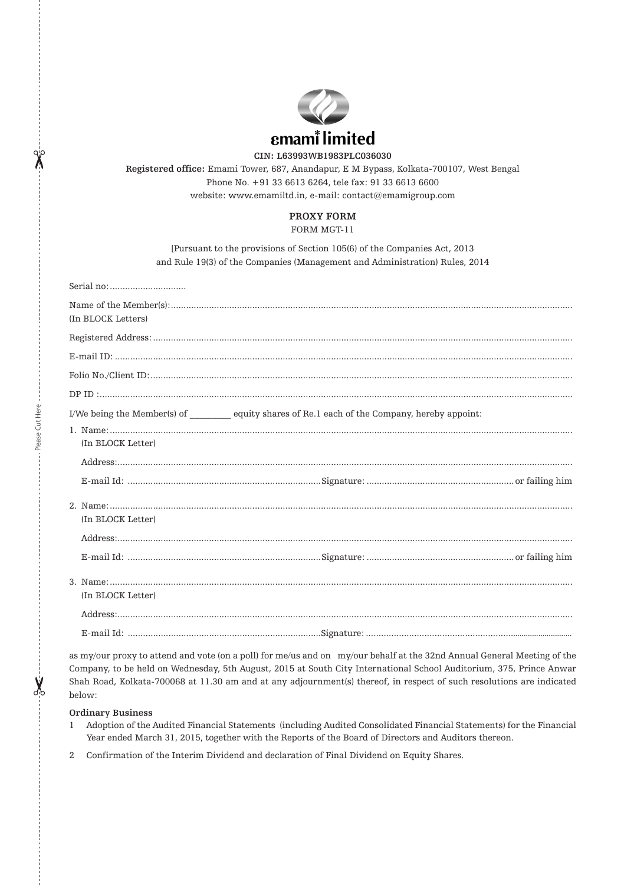**emami limited**

**CIN: L63993WB1983PLC036030**

**Registered office:** Emami Tower, 687, Anandapur, E M Bypass, Kolkata-700107, West Bengal
Phone No. +91 33 6613 6264, tele fax: 91 33 6613 6600
website: www.emamiltd.in, e-mail: contact@emamigroup.com

## PROXY FORM

FORM MGT-11

[Pursuant to the provisions of Section 105(6) of the Companies Act, 2013
and Rule 19(3) of the Companies (Management and Administration) Rules, 2014

Serial no:..............................

Name of the Member(s):..........................................................................................................................................
(In BLOCK Letters)

Registered Address:..................................................................................................................................................

E-mail ID: .................................................................................................................................................................

Folio No./Client ID:...................................................................................................................................................

DP ID :.......................................................................................................................................................................

I/We being the Member(s) of _________ equity shares of Re.1 each of the Company, hereby appoint:

1. Name:.....................................................................................................................................................................
   (In BLOCK Letter)

   Address:..................................................................................................................................................................

   E-mail Id: ..........................................................................Signature: .........................................................or failing him

2. Name:.....................................................................................................................................................................
   (In BLOCK Letter)

   Address:..................................................................................................................................................................

   E-mail Id: ..........................................................................Signature: .........................................................or failing him

3. Name:.....................................................................................................................................................................
   (In BLOCK Letter)

   Address:..................................................................................................................................................................

   E-mail Id: ..........................................................................Signature: ...............................................................................

as my/our proxy to attend and vote (on a poll) for me/us and on my/our behalf at the 32nd Annual General Meeting of the Company, to be held on Wednesday, 5th August, 2015 at South City International School Auditorium, 375, Prince Anwar Shah Road, Kolkata-700068 at 11.30 am and at any adjournment(s) thereof, in respect of such resolutions are indicated below:

**Ordinary Business**

1 Adoption of the Audited Financial Statements (including Audited Consolidated Financial Statements) for the Financial Year ended March 31, 2015, together with the Reports of the Board of Directors and Auditors thereon.

2 Confirmation of the Interim Dividend and declaration of Final Dividend on Equity Shares.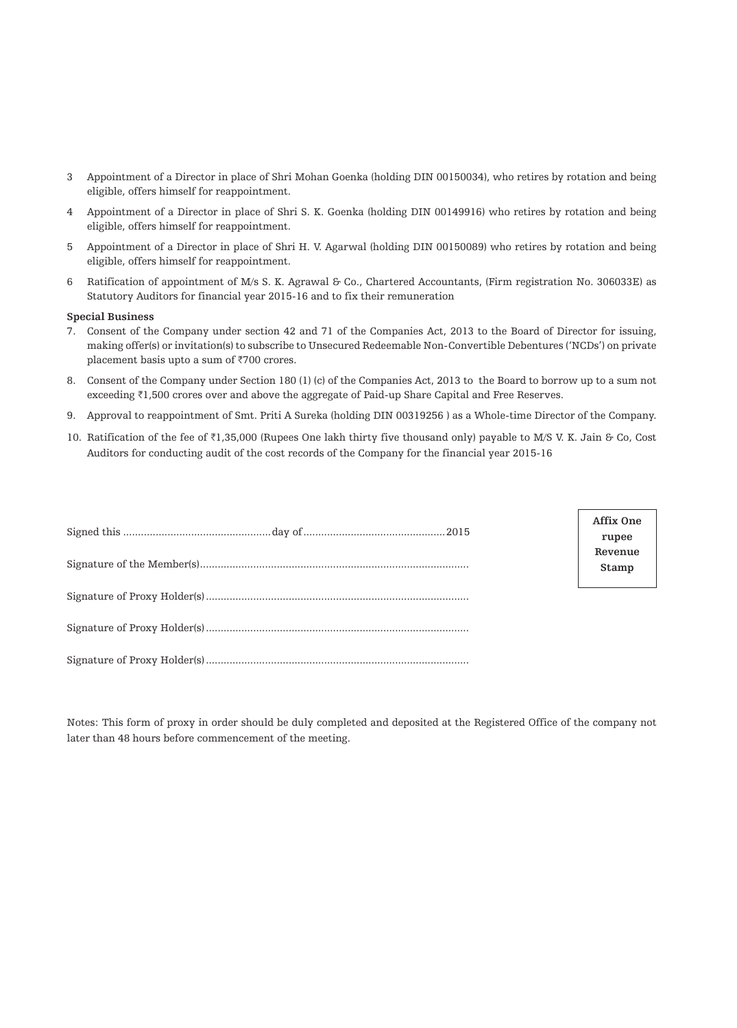3 Appointment of a Director in place of Shri Mohan Goenka (holding DIN 00150034), who retires by rotation and being eligible, offers himself for reappointment.

4 Appointment of a Director in place of Shri S. K. Goenka (holding DIN 00149916) who retires by rotation and being eligible, offers himself for reappointment.

5 Appointment of a Director in place of Shri H. V. Agarwal (holding DIN 00150089) who retires by rotation and being eligible, offers himself for reappointment.

6 Ratification of appointment of M/s S. K. Agrawal & Co., Chartered Accountants, (Firm registration No. 306033E) as Statutory Auditors for financial year 2015-16 and to fix their remuneration

**Special Business**

7. Consent of the Company under section 42 and 71 of the Companies Act, 2013 to the Board of Director for issuing, making offer(s) or invitation(s) to subscribe to Unsecured Redeemable Non-Convertible Debentures ('NCDs') on private placement basis upto a sum of ₹700 crores.

8. Consent of the Company under Section 180 (1) (c) of the Companies Act, 2013 to the Board to borrow up to a sum not exceeding ₹1,500 crores over and above the aggregate of Paid-up Share Capital and Free Reserves.

9. Approval to reappointment of Smt. Priti A Sureka (holding DIN 00319256 ) as a Whole-time Director of the Company.

10. Ratification of the fee of ₹1,35,000 (Rupees One lakh thirty five thousand only) payable to M/S V. K. Jain & Co, Cost Auditors for conducting audit of the cost records of the Company for the financial year 2015-16

Signed this ..................................................day of ...............................................2015

Signature of the Member(s)..........................................................................................

Signature of Proxy Holder(s)........................................................................................

Signature of Proxy Holder(s)........................................................................................

Signature of Proxy Holder(s)........................................................................................

**Affix One rupee Revenue Stamp**

Notes: This form of proxy in order should be duly completed and deposited at the Registered Office of the company not later than 48 hours before commencement of the meeting.